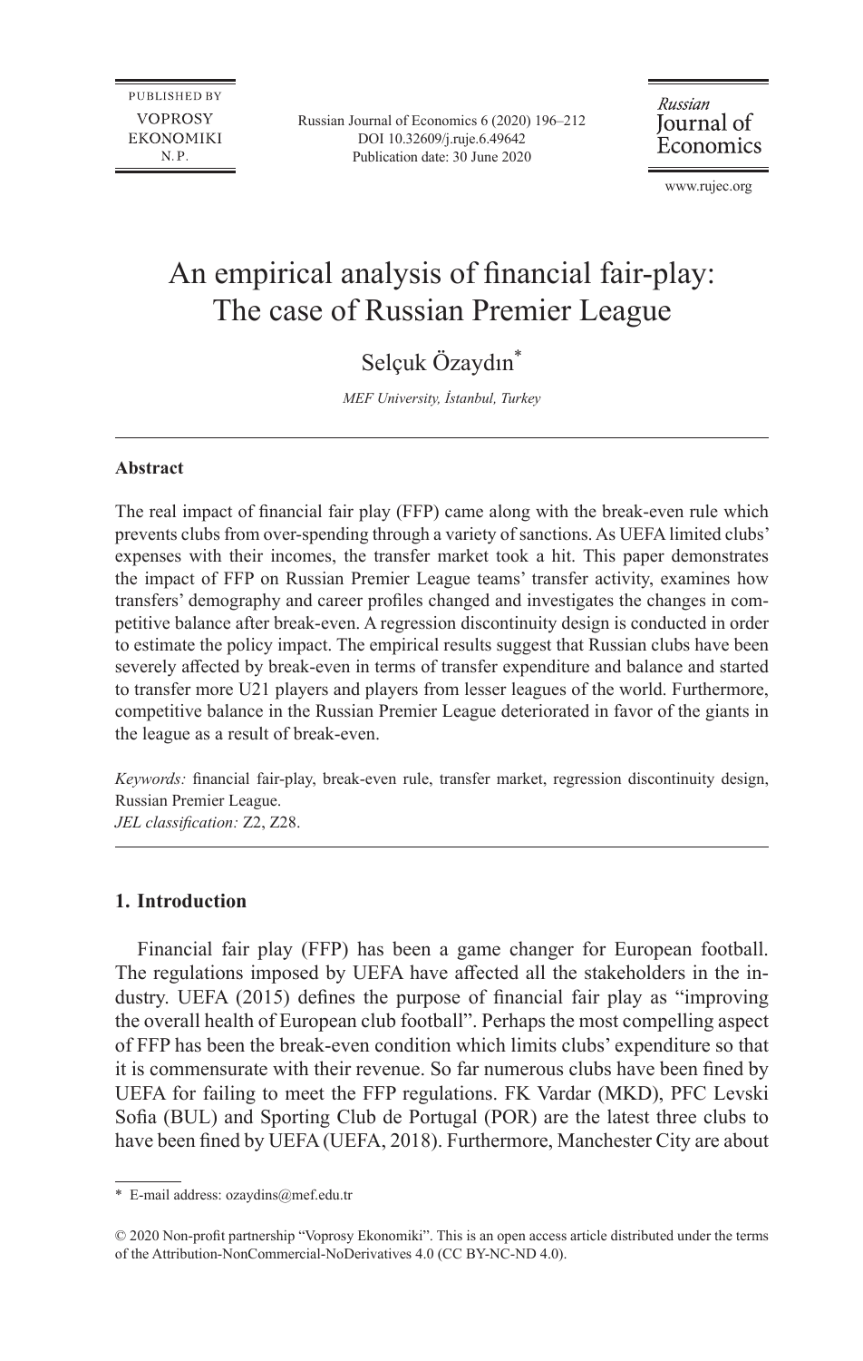PUBLISHED BY
VOPROSY EKONOMIKI N.P.

Russian Journal of Economics 6 (2020) 196–212
DOI 10.32609/j.ruje.6.49642
Publication date: 30 June 2020

*Russian* Journal of Economics

www.rujec.org

# An empirical analysis of financial fair-play: The case of Russian Premier League

Selçuk Özaydın[*]

*MEF University, İstanbul, Turkey*

---

**Abstract**

The real impact of financial fair play (FFP) came along with the break-even rule which prevents clubs from over-spending through a variety of sanctions. As UEFA limited clubs' expenses with their incomes, the transfer market took a hit. This paper demonstrates the impact of FFP on Russian Premier League teams' transfer activity, examines how transfers' demography and career profiles changed and investigates the changes in competitive balance after break-even. A regression discontinuity design is conducted in order to estimate the policy impact. The empirical results suggest that Russian clubs have been severely affected by break-even in terms of transfer expenditure and balance and started to transfer more U21 players and players from lesser leagues of the world. Furthermore, competitive balance in the Russian Premier League deteriorated in favor of the giants in the league as a result of break-even.

*Keywords:* financial fair-play, break-even rule, transfer market, regression discontinuity design, Russian Premier League.
*JEL classification:* Z2, Z28.

---

## 1. Introduction

Financial fair play (FFP) has been a game changer for European football. The regulations imposed by UEFA have affected all the stakeholders in the industry. UEFA (2015) defines the purpose of financial fair play as "improving the overall health of European club football". Perhaps the most compelling aspect of FFP has been the break-even condition which limits clubs' expenditure so that it is commensurate with their revenue. So far numerous clubs have been fined by UEFA for failing to meet the FFP regulations. FK Vardar (MKD), PFC Levski Sofia (BUL) and Sporting Club de Portugal (POR) are the latest three clubs to have been fined by UEFA (UEFA, 2018). Furthermore, Manchester City are about

---

[*] E-mail address: ozaydins@mef.edu.tr

© 2020 Non-profit partnership "Voprosy Ekonomiki". This is an open access article distributed under the terms of the Attribution-NonCommercial-NoDerivatives 4.0 (CC BY-NC-ND 4.0).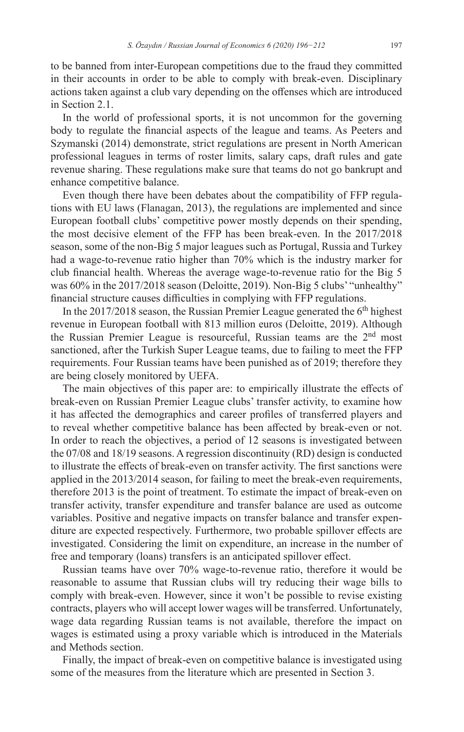to be banned from inter-European competitions due to the fraud they committed in their accounts in order to be able to comply with break-even. Disciplinary actions taken against a club vary depending on the offenses which are introduced in Section 2.1.

In the world of professional sports, it is not uncommon for the governing body to regulate the financial aspects of the league and teams. As Peeters and Szymanski (2014) demonstrate, strict regulations are present in North American professional leagues in terms of roster limits, salary caps, draft rules and gate revenue sharing. These regulations make sure that teams do not go bankrupt and enhance competitive balance.

Even though there have been debates about the compatibility of FFP regulations with EU laws (Flanagan, 2013), the regulations are implemented and since European football clubs' competitive power mostly depends on their spending, the most decisive element of the FFP has been break-even. In the 2017/2018 season, some of the non-Big 5 major leagues such as Portugal, Russia and Turkey had a wage-to-revenue ratio higher than 70% which is the industry marker for club financial health. Whereas the average wage-to-revenue ratio for the Big 5 was 60% in the 2017/2018 season (Deloitte, 2019). Non-Big 5 clubs' "unhealthy" financial structure causes difficulties in complying with FFP regulations.

In the 2017/2018 season, the Russian Premier League generated the 6th highest revenue in European football with 813 million euros (Deloitte, 2019). Although the Russian Premier League is resourceful, Russian teams are the 2nd most sanctioned, after the Turkish Super League teams, due to failing to meet the FFP requirements. Four Russian teams have been punished as of 2019; therefore they are being closely monitored by UEFA.

The main objectives of this paper are: to empirically illustrate the effects of break-even on Russian Premier League clubs' transfer activity, to examine how it has affected the demographics and career profiles of transferred players and to reveal whether competitive balance has been affected by break-even or not. In order to reach the objectives, a period of 12 seasons is investigated between the 07/08 and 18/19 seasons. A regression discontinuity (RD) design is conducted to illustrate the effects of break-even on transfer activity. The first sanctions were applied in the 2013/2014 season, for failing to meet the break-even requirements, therefore 2013 is the point of treatment. To estimate the impact of break-even on transfer activity, transfer expenditure and transfer balance are used as outcome variables. Positive and negative impacts on transfer balance and transfer expenditure are expected respectively. Furthermore, two probable spillover effects are investigated. Considering the limit on expenditure, an increase in the number of free and temporary (loans) transfers is an anticipated spillover effect.

Russian teams have over 70% wage-to-revenue ratio, therefore it would be reasonable to assume that Russian clubs will try reducing their wage bills to comply with break-even. However, since it won't be possible to revise existing contracts, players who will accept lower wages will be transferred. Unfortunately, wage data regarding Russian teams is not available, therefore the impact on wages is estimated using a proxy variable which is introduced in the Materials and Methods section.

Finally, the impact of break-even on competitive balance is investigated using some of the measures from the literature which are presented in Section 3.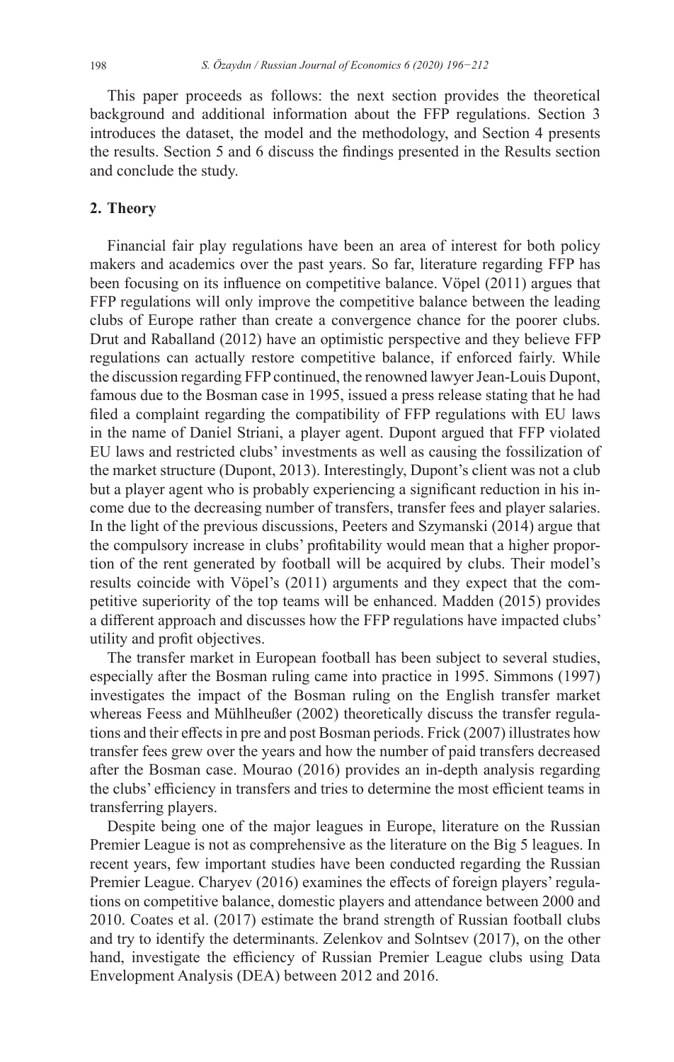This paper proceeds as follows: the next section provides the theoretical background and additional information about the FFP regulations. Section 3 introduces the dataset, the model and the methodology, and Section 4 presents the results. Section 5 and 6 discuss the findings presented in the Results section and conclude the study.

## 2. Theory

Financial fair play regulations have been an area of interest for both policy makers and academics over the past years. So far, literature regarding FFP has been focusing on its influence on competitive balance. Vöpel (2011) argues that FFP regulations will only improve the competitive balance between the leading clubs of Europe rather than create a convergence chance for the poorer clubs. Drut and Raballand (2012) have an optimistic perspective and they believe FFP regulations can actually restore competitive balance, if enforced fairly. While the discussion regarding FFP continued, the renowned lawyer Jean-Louis Dupont, famous due to the Bosman case in 1995, issued a press release stating that he had filed a complaint regarding the compatibility of FFP regulations with EU laws in the name of Daniel Striani, a player agent. Dupont argued that FFP violated EU laws and restricted clubs' investments as well as causing the fossilization of the market structure (Dupont, 2013). Interestingly, Dupont's client was not a club but a player agent who is probably experiencing a significant reduction in his income due to the decreasing number of transfers, transfer fees and player salaries. In the light of the previous discussions, Peeters and Szymanski (2014) argue that the compulsory increase in clubs' profitability would mean that a higher proportion of the rent generated by football will be acquired by clubs. Their model's results coincide with Vöpel's (2011) arguments and they expect that the competitive superiority of the top teams will be enhanced. Madden (2015) provides a different approach and discusses how the FFP regulations have impacted clubs' utility and profit objectives.

The transfer market in European football has been subject to several studies, especially after the Bosman ruling came into practice in 1995. Simmons (1997) investigates the impact of the Bosman ruling on the English transfer market whereas Feess and Mühlheußer (2002) theoretically discuss the transfer regulations and their effects in pre and post Bosman periods. Frick (2007) illustrates how transfer fees grew over the years and how the number of paid transfers decreased after the Bosman case. Mourao (2016) provides an in-depth analysis regarding the clubs' efficiency in transfers and tries to determine the most efficient teams in transferring players.

Despite being one of the major leagues in Europe, literature on the Russian Premier League is not as comprehensive as the literature on the Big 5 leagues. In recent years, few important studies have been conducted regarding the Russian Premier League. Charyev (2016) examines the effects of foreign players' regulations on competitive balance, domestic players and attendance between 2000 and 2010. Coates et al. (2017) estimate the brand strength of Russian football clubs and try to identify the determinants. Zelenkov and Solntsev (2017), on the other hand, investigate the efficiency of Russian Premier League clubs using Data Envelopment Analysis (DEA) between 2012 and 2016.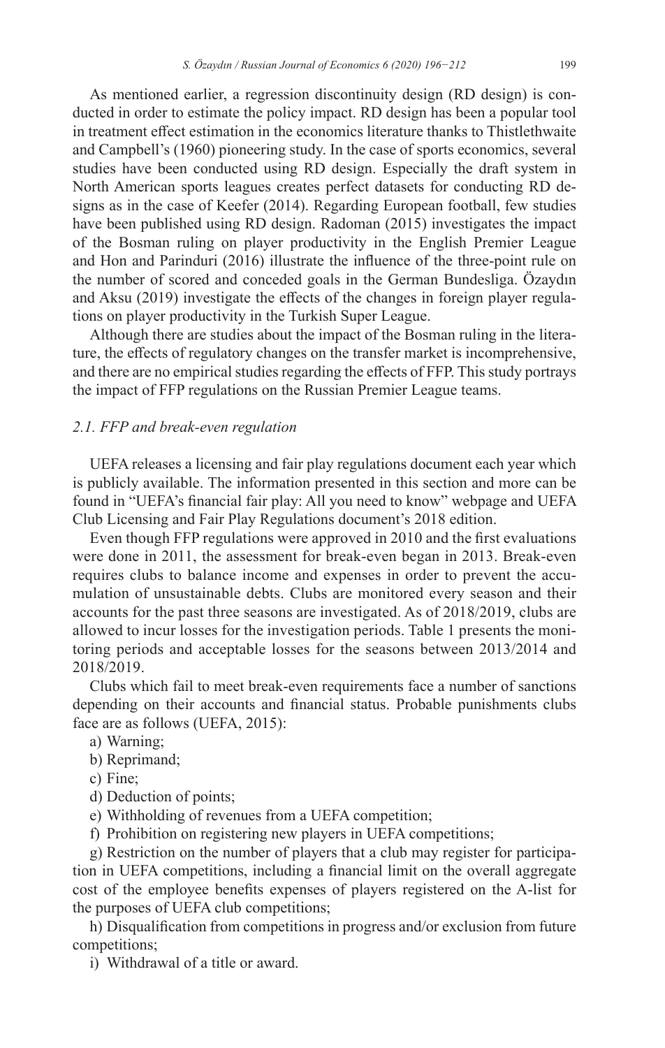As mentioned earlier, a regression discontinuity design (RD design) is conducted in order to estimate the policy impact. RD design has been a popular tool in treatment effect estimation in the economics literature thanks to Thistlethwaite and Campbell's (1960) pioneering study. In the case of sports economics, several studies have been conducted using RD design. Especially the draft system in North American sports leagues creates perfect datasets for conducting RD designs as in the case of Keefer (2014). Regarding European football, few studies have been published using RD design. Radoman (2015) investigates the impact of the Bosman ruling on player productivity in the English Premier League and Hon and Parinduri (2016) illustrate the influence of the three-point rule on the number of scored and conceded goals in the German Bundesliga. Özaydın and Aksu (2019) investigate the effects of the changes in foreign player regulations on player productivity in the Turkish Super League.

Although there are studies about the impact of the Bosman ruling in the literature, the effects of regulatory changes on the transfer market is incomprehensive, and there are no empirical studies regarding the effects of FFP. This study portrays the impact of FFP regulations on the Russian Premier League teams.

### *2.1. FFP and break-even regulation*

UEFA releases a licensing and fair play regulations document each year which is publicly available. The information presented in this section and more can be found in "UEFA's financial fair play: All you need to know" webpage and UEFA Club Licensing and Fair Play Regulations document's 2018 edition.

Even though FFP regulations were approved in 2010 and the first evaluations were done in 2011, the assessment for break-even began in 2013. Break-even requires clubs to balance income and expenses in order to prevent the accumulation of unsustainable debts. Clubs are monitored every season and their accounts for the past three seasons are investigated. As of 2018/2019, clubs are allowed to incur losses for the investigation periods. Table 1 presents the monitoring periods and acceptable losses for the seasons between 2013/2014 and 2018/2019.

Clubs which fail to meet break-even requirements face a number of sanctions depending on their accounts and financial status. Probable punishments clubs face are as follows (UEFA, 2015):

a) Warning;

b) Reprimand;

c) Fine;

d) Deduction of points;

e) Withholding of revenues from a UEFA competition;

f) Prohibition on registering new players in UEFA competitions;

g) Restriction on the number of players that a club may register for participation in UEFA competitions, including a financial limit on the overall aggregate cost of the employee benefits expenses of players registered on the A-list for the purposes of UEFA club competitions;

h) Disqualification from competitions in progress and/or exclusion from future competitions;

i) Withdrawal of a title or award.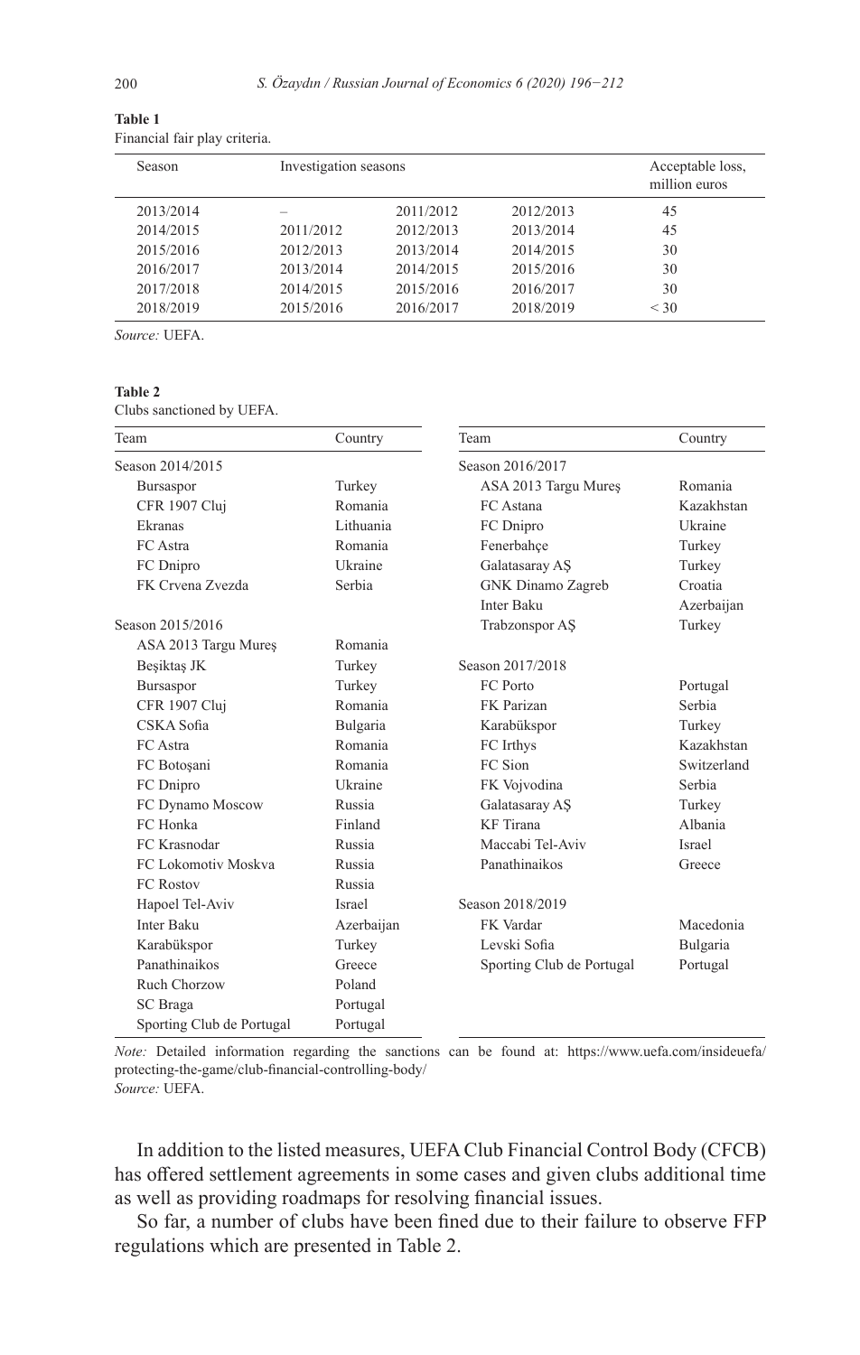**Table 1**
Financial fair play criteria.

| Season | Investigation seasons | | | Acceptable loss, million euros |
|---|---|---|---|---|
| 2013/2014 | – | 2011/2012 | 2012/2013 | 45 |
| 2014/2015 | 2011/2012 | 2012/2013 | 2013/2014 | 45 |
| 2015/2016 | 2012/2013 | 2013/2014 | 2014/2015 | 30 |
| 2016/2017 | 2013/2014 | 2014/2015 | 2015/2016 | 30 |
| 2017/2018 | 2014/2015 | 2015/2016 | 2016/2017 | 30 |
| 2018/2019 | 2015/2016 | 2016/2017 | 2018/2019 | < 30 |

*Source:* UEFA.

**Table 2**
Clubs sanctioned by UEFA.

| Team | Country | Team | Country |
|---|---|---|---|
| Season 2014/2015 | | Season 2016/2017 | |
| Bursaspor | Turkey | ASA 2013 Targu Mureș | Romania |
| CFR 1907 Cluj | Romania | FC Astana | Kazakhstan |
| Ekranas | Lithuania | FC Dnipro | Ukraine |
| FC Astra | Romania | Fenerbahçe | Turkey |
| FC Dnipro | Ukraine | Galatasaray AȘ | Turkey |
| FK Crvena Zvezda | Serbia | GNK Dinamo Zagreb | Croatia |
| | | Inter Baku | Azerbaijan |
| Season 2015/2016 | | Trabzonspor AȘ | Turkey |
| ASA 2013 Targu Mureș | Romania | | |
| Beşiktaş JK | Turkey | Season 2017/2018 | |
| Bursaspor | Turkey | FC Porto | Portugal |
| CFR 1907 Cluj | Romania | FK Parizan | Serbia |
| CSKA Sofia | Bulgaria | Karabükspor | Turkey |
| FC Astra | Romania | FC Irthys | Kazakhstan |
| FC Botoșani | Romania | FC Sion | Switzerland |
| FC Dnipro | Ukraine | FK Vojvodina | Serbia |
| FC Dynamo Moscow | Russia | Galatasaray AȘ | Turkey |
| FC Honka | Finland | KF Tirana | Albania |
| FC Krasnodar | Russia | Maccabi Tel-Aviv | Israel |
| FC Lokomotiv Moskva | Russia | Panathinaikos | Greece |
| FC Rostov | Russia | | |
| Hapoel Tel-Aviv | Israel | Season 2018/2019 | |
| Inter Baku | Azerbaijan | FK Vardar | Macedonia |
| Karabükspor | Turkey | Levski Sofia | Bulgaria |
| Panathinaikos | Greece | Sporting Club de Portugal | Portugal |
| Ruch Chorzow | Poland | | |
| SC Braga | Portugal | | |
| Sporting Club de Portugal | Portugal | | |

*Note:* Detailed information regarding the sanctions can be found at: https://www.uefa.com/insideuefa/protecting-the-game/club-financial-controlling-body/
*Source:* UEFA.

In addition to the listed measures, UEFA Club Financial Control Body (CFCB) has offered settlement agreements in some cases and given clubs additional time as well as providing roadmaps for resolving financial issues.

So far, a number of clubs have been fined due to their failure to observe FFP regulations which are presented in Table 2.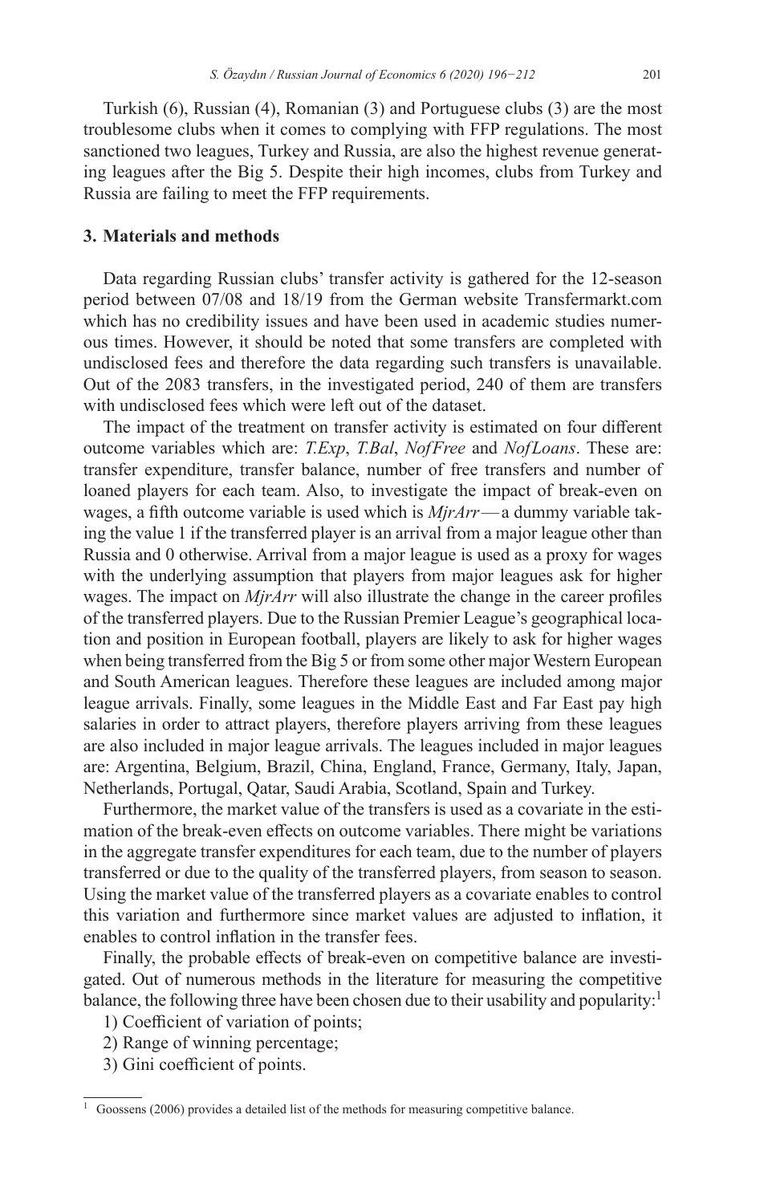Turkish (6), Russian (4), Romanian (3) and Portuguese clubs (3) are the most troublesome clubs when it comes to complying with FFP regulations. The most sanctioned two leagues, Turkey and Russia, are also the highest revenue generating leagues after the Big 5. Despite their high incomes, clubs from Turkey and Russia are failing to meet the FFP requirements.

## 3. Materials and methods

Data regarding Russian clubs' transfer activity is gathered for the 12-season period between 07/08 and 18/19 from the German website Transfermarkt.com which has no credibility issues and have been used in academic studies numerous times. However, it should be noted that some transfers are completed with undisclosed fees and therefore the data regarding such transfers is unavailable. Out of the 2083 transfers, in the investigated period, 240 of them are transfers with undisclosed fees which were left out of the dataset.

The impact of the treatment on transfer activity is estimated on four different outcome variables which are: *T.Exp*, *T.Bal*, *NofFree* and *NofLoans*. These are: transfer expenditure, transfer balance, number of free transfers and number of loaned players for each team. Also, to investigate the impact of break-even on wages, a fifth outcome variable is used which is *MjrArr* — a dummy variable taking the value 1 if the transferred player is an arrival from a major league other than Russia and 0 otherwise. Arrival from a major league is used as a proxy for wages with the underlying assumption that players from major leagues ask for higher wages. The impact on *MjrArr* will also illustrate the change in the career profiles of the transferred players. Due to the Russian Premier League's geographical location and position in European football, players are likely to ask for higher wages when being transferred from the Big 5 or from some other major Western European and South American leagues. Therefore these leagues are included among major league arrivals. Finally, some leagues in the Middle East and Far East pay high salaries in order to attract players, therefore players arriving from these leagues are also included in major league arrivals. The leagues included in major leagues are: Argentina, Belgium, Brazil, China, England, France, Germany, Italy, Japan, Netherlands, Portugal, Qatar, Saudi Arabia, Scotland, Spain and Turkey.

Furthermore, the market value of the transfers is used as a covariate in the estimation of the break-even effects on outcome variables. There might be variations in the aggregate transfer expenditures for each team, due to the number of players transferred or due to the quality of the transferred players, from season to season. Using the market value of the transferred players as a covariate enables to control this variation and furthermore since market values are adjusted to inflation, it enables to control inflation in the transfer fees.

Finally, the probable effects of break-even on competitive balance are investigated. Out of numerous methods in the literature for measuring the competitive balance, the following three have been chosen due to their usability and popularity:[1]

1) Coefficient of variation of points;
2) Range of winning percentage;
3) Gini coefficient of points.

[1] Goossens (2006) provides a detailed list of the methods for measuring competitive balance.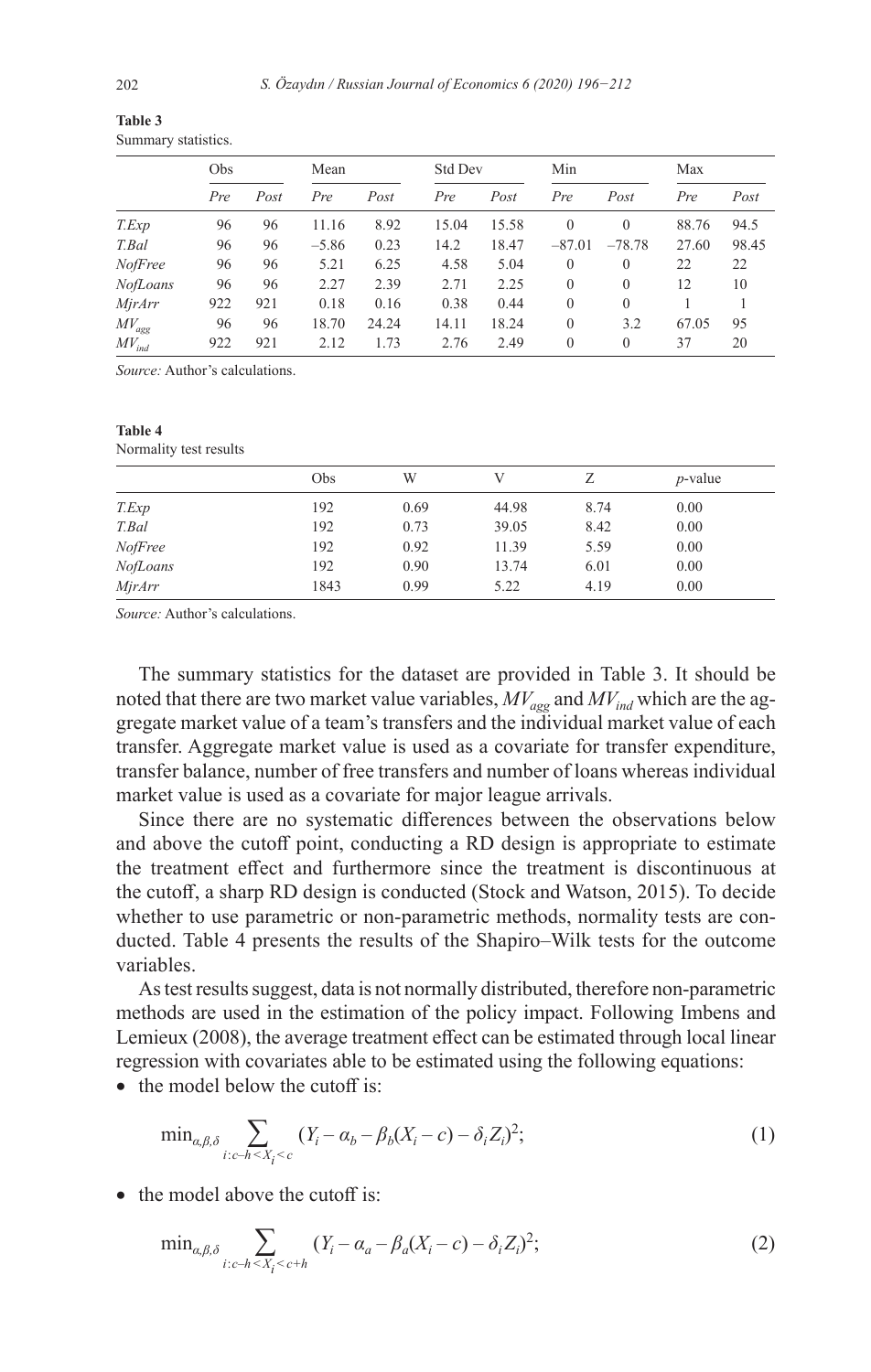**Table 3**
Summary statistics.

| | Obs | | Mean | | Std Dev | | Min | | Max | |
|---|---|---|---|---|---|---|---|---|---|---|
| | *Pre* | *Post* | *Pre* | *Post* | *Pre* | *Post* | *Pre* | *Post* | *Pre* | *Post* |
| *T.Exp* | 96 | 96 | 11.16 | 8.92 | 15.04 | 15.58 | 0 | 0 | 88.76 | 94.5 |
| *T.Bal* | 96 | 96 | −5.86 | 0.23 | 14.2 | 18.47 | −87.01 | −78.78 | 27.60 | 98.45 |
| *NofFree* | 96 | 96 | 5.21 | 6.25 | 4.58 | 5.04 | 0 | 0 | 22 | 22 |
| *NofLoans* | 96 | 96 | 2.27 | 2.39 | 2.71 | 2.25 | 0 | 0 | 12 | 10 |
| *MjrArr* | 922 | 921 | 0.18 | 0.16 | 0.38 | 0.44 | 0 | 0 | 1 | 1 |
| $MV_{agg}$ | 96 | 96 | 18.70 | 24.24 | 14.11 | 18.24 | 0 | 3.2 | 67.05 | 95 |
| $MV_{ind}$ | 922 | 921 | 2.12 | 1.73 | 2.76 | 2.49 | 0 | 0 | 37 | 20 |

*Source:* Author's calculations.

**Table 4**
Normality test results

| | Obs | W | V | Z | *p*-value |
|---|---|---|---|---|---|
| *T.Exp* | 192 | 0.69 | 44.98 | 8.74 | 0.00 |
| *T.Bal* | 192 | 0.73 | 39.05 | 8.42 | 0.00 |
| *NofFree* | 192 | 0.92 | 11.39 | 5.59 | 0.00 |
| *NofLoans* | 192 | 0.90 | 13.74 | 6.01 | 0.00 |
| *MjrArr* | 1843 | 0.99 | 5.22 | 4.19 | 0.00 |

*Source:* Author's calculations.

The summary statistics for the dataset are provided in Table 3. It should be noted that there are two market value variables, $MV_{agg}$ and $MV_{ind}$ which are the aggregate market value of a team's transfers and the individual market value of each transfer. Aggregate market value is used as a covariate for transfer expenditure, transfer balance, number of free transfers and number of loans whereas individual market value is used as a covariate for major league arrivals.

Since there are no systematic differences between the observations below and above the cutoff point, conducting a RD design is appropriate to estimate the treatment effect and furthermore since the treatment is discontinuous at the cutoff, a sharp RD design is conducted (Stock and Watson, 2015). To decide whether to use parametric or non-parametric methods, normality tests are conducted. Table 4 presents the results of the Shapiro–Wilk tests for the outcome variables.

As test results suggest, data is not normally distributed, therefore non-parametric methods are used in the estimation of the policy impact. Following Imbens and Lemieux (2008), the average treatment effect can be estimated through local linear regression with covariates able to be estimated using the following equations:

- the model below the cutoff is:

$$\min_{\alpha,\beta,\delta} \sum_{i:c-h<X_i<c} (Y_i - \alpha_b - \beta_b(X_i - c) - \delta_i Z_i)^2; \tag{1}$$

- the model above the cutoff is:

$$\min_{\alpha,\beta,\delta} \sum_{i:c-h<X_i<c+h} (Y_i - \alpha_a - \beta_a(X_i - c) - \delta_i Z_i)^2; \tag{2}$$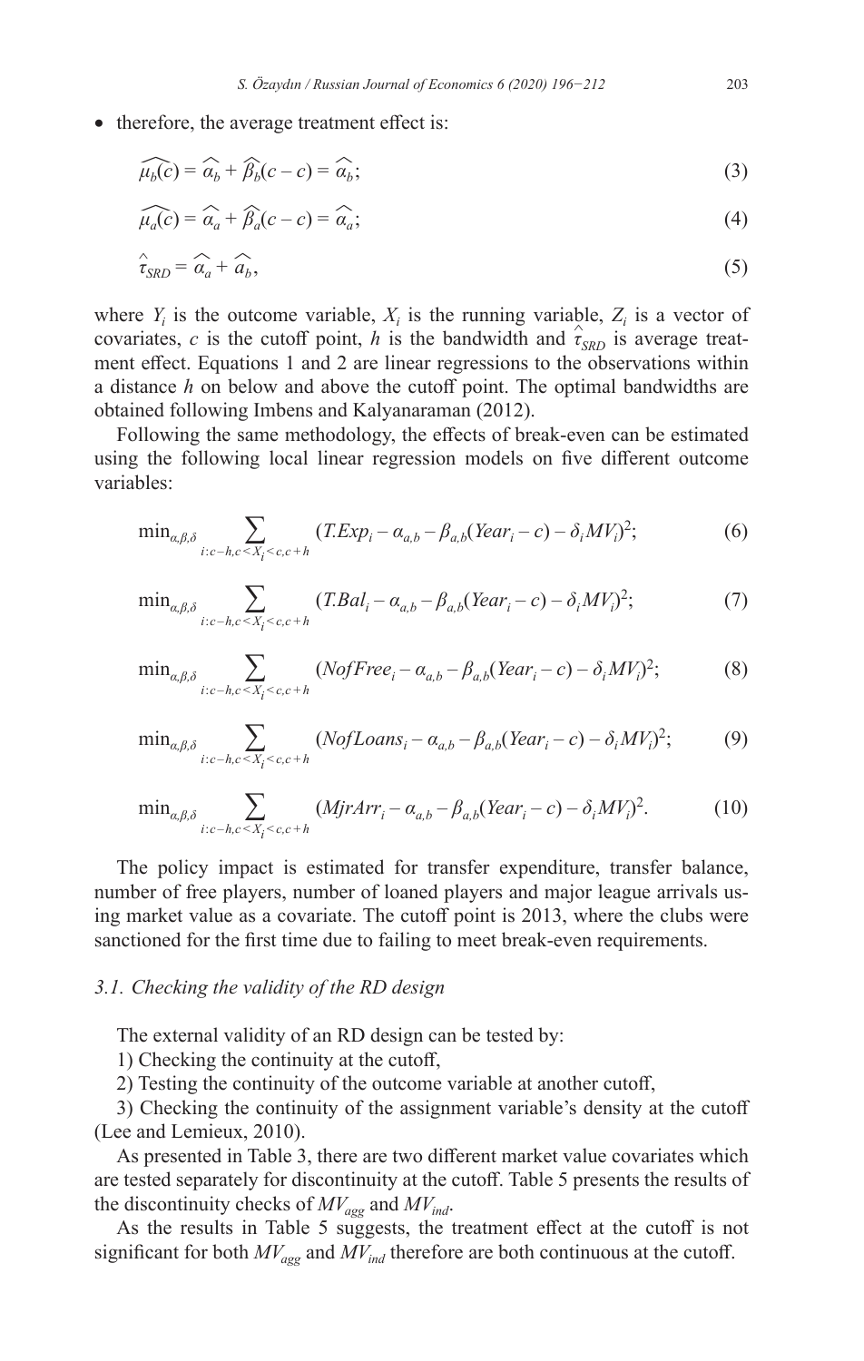- therefore, the average treatment effect is:

$$\widehat{\mu_b(c)} = \widehat{\alpha_b} + \widehat{\beta_b}(c - c) = \widehat{\alpha_b}; \tag{3}$$

$$\widehat{\mu_a(c)} = \widehat{\alpha_a} + \widehat{\beta_a}(c - c) = \widehat{\alpha_a}; \tag{4}$$

$$\hat{\tau}_{SRD} = \widehat{\alpha_a} + \widehat{a_b}, \tag{5}$$

where $Y_i$ is the outcome variable, $X_i$ is the running variable, $Z_i$ is a vector of covariates, $c$ is the cutoff point, $h$ is the bandwidth and $\hat{\tau}_{SRD}$ is average treatment effect. Equations 1 and 2 are linear regressions to the observations within a distance $h$ on below and above the cutoff point. The optimal bandwidths are obtained following Imbens and Kalyanaraman (2012).

Following the same methodology, the effects of break-even can be estimated using the following local linear regression models on five different outcome variables:

$$\min_{\alpha,\beta,\delta} \sum_{i:c-h,c<X_i<c,c+h} (T.Exp_i - \alpha_{a,b} - \beta_{a,b}(Year_i - c) - \delta_i MV_i)^2; \tag{6}$$

$$\min_{\alpha,\beta,\delta} \sum_{i:c-h,c<X_i<c,c+h} (T.Bal_i - \alpha_{a,b} - \beta_{a,b}(Year_i - c) - \delta_i MV_i)^2; \tag{7}$$

$$\min_{\alpha,\beta,\delta} \sum_{i:c-h,c<X_i<c,c+h} (NofFree_i - \alpha_{a,b} - \beta_{a,b}(Year_i - c) - \delta_i MV_i)^2; \tag{8}$$

$$\min_{\alpha,\beta,\delta} \sum_{i:c-h,c<X_i<c,c+h} (NofLoans_i - \alpha_{a,b} - \beta_{a,b}(Year_i - c) - \delta_i MV_i)^2; \tag{9}$$

$$\min_{\alpha,\beta,\delta} \sum_{i:c-h,c<X_i<c,c+h} (MjrArr_i - \alpha_{a,b} - \beta_{a,b}(Year_i - c) - \delta_i MV_i)^2. \tag{10}$$

The policy impact is estimated for transfer expenditure, transfer balance, number of free players, number of loaned players and major league arrivals using market value as a covariate. The cutoff point is 2013, where the clubs were sanctioned for the first time due to failing to meet break-even requirements.

### 3.1. Checking the validity of the RD design

The external validity of an RD design can be tested by:

1) Checking the continuity at the cutoff,

2) Testing the continuity of the outcome variable at another cutoff,

3) Checking the continuity of the assignment variable's density at the cutoff (Lee and Lemieux, 2010).

As presented in Table 3, there are two different market value covariates which are tested separately for discontinuity at the cutoff. Table 5 presents the results of the discontinuity checks of $MV_{agg}$ and $MV_{ind}$.

As the results in Table 5 suggests, the treatment effect at the cutoff is not significant for both $MV_{agg}$ and $MV_{ind}$ therefore are both continuous at the cutoff.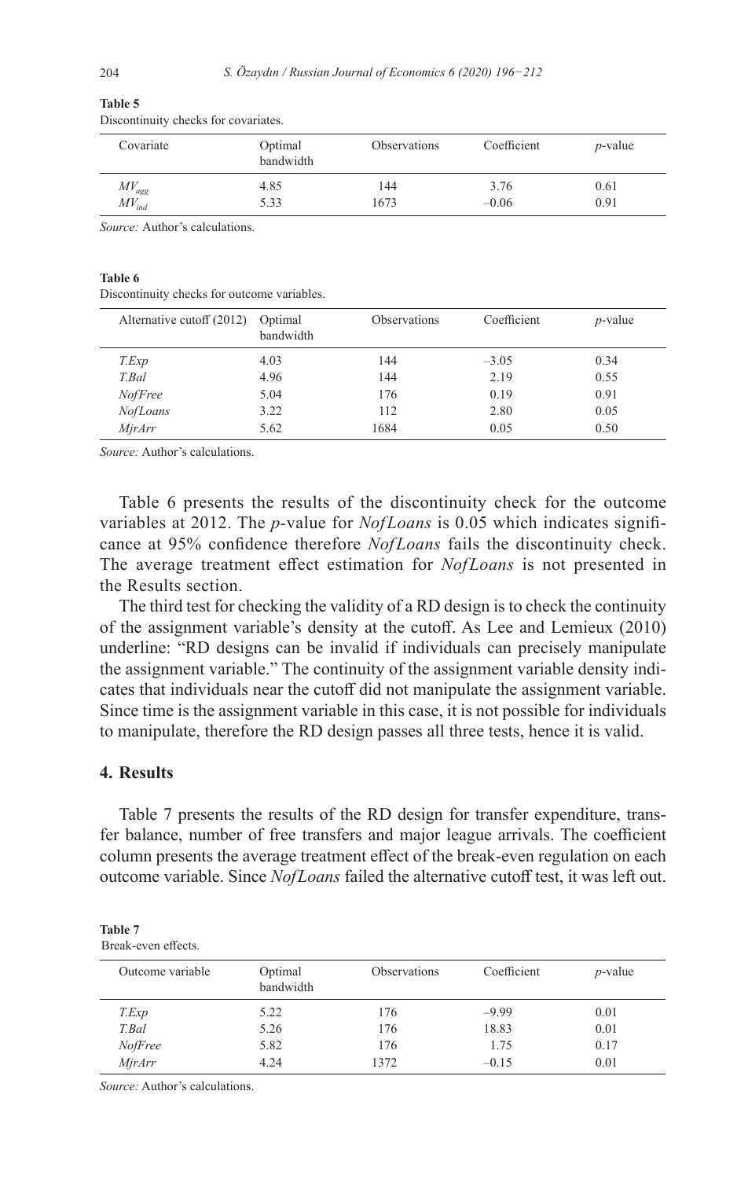**Table 5**

Discontinuity checks for covariates.

| Covariate | Optimal bandwidth | Observations | Coefficient | $p$-value |
|---|---|---|---|---|
| $MV_{agg}$ | 4.85 | 144 | 3.76 | 0.61 |
| $MV_{ind}$ | 5.33 | 1673 | –0.06 | 0.91 |

*Source:* Author's calculations.

**Table 6**

Discontinuity checks for outcome variables.

| Alternative cutoff (2012) | Optimal bandwidth | Observations | Coefficient | $p$-value |
|---|---|---|---|---|
| *T.Exp* | 4.03 | 144 | –3.05 | 0.34 |
| *T.Bal* | 4.96 | 144 | 2.19 | 0.55 |
| *NofFree* | 5.04 | 176 | 0.19 | 0.91 |
| *NofLoans* | 3.22 | 112 | 2.80 | 0.05 |
| *MjrArr* | 5.62 | 1684 | 0.05 | 0.50 |

*Source:* Author's calculations.

Table 6 presents the results of the discontinuity check for the outcome variables at 2012. The $p$-value for *NofLoans* is 0.05 which indicates significance at 95% confidence therefore *NofLoans* fails the discontinuity check. The average treatment effect estimation for *NofLoans* is not presented in the Results section.

The third test for checking the validity of a RD design is to check the continuity of the assignment variable's density at the cutoff. As Lee and Lemieux (2010) underline: "RD designs can be invalid if individuals can precisely manipulate the assignment variable." The continuity of the assignment variable density indicates that individuals near the cutoff did not manipulate the assignment variable. Since time is the assignment variable in this case, it is not possible for individuals to manipulate, therefore the RD design passes all three tests, hence it is valid.

## 4. Results

Table 7 presents the results of the RD design for transfer expenditure, transfer balance, number of free transfers and major league arrivals. The coefficient column presents the average treatment effect of the break-even regulation on each outcome variable. Since *NofLoans* failed the alternative cutoff test, it was left out.

**Table 7**

Break-even effects.

| Outcome variable | Optimal bandwidth | Observations | Coefficient | $p$-value |
|---|---|---|---|---|
| *T.Exp* | 5.22 | 176 | –9.99 | 0.01 |
| *T.Bal* | 5.26 | 176 | 18.83 | 0.01 |
| *NofFree* | 5.82 | 176 | 1.75 | 0.17 |
| *MjrArr* | 4.24 | 1372 | –0.15 | 0.01 |

*Source:* Author's calculations.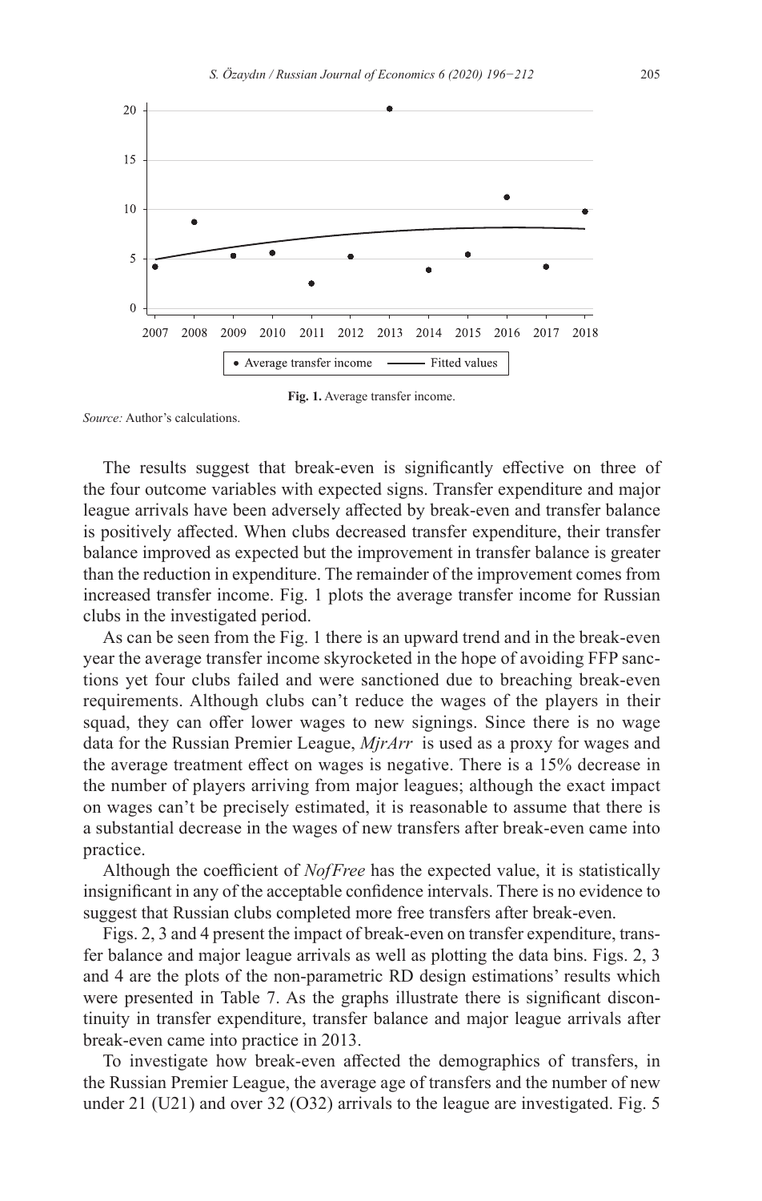**Fig. 1.** Average transfer income.

*Source:* Author's calculations.

The results suggest that break-even is significantly effective on three of the four outcome variables with expected signs. Transfer expenditure and major league arrivals have been adversely affected by break-even and transfer balance is positively affected. When clubs decreased transfer expenditure, their transfer balance improved as expected but the improvement in transfer balance is greater than the reduction in expenditure. The remainder of the improvement comes from increased transfer income. Fig. 1 plots the average transfer income for Russian clubs in the investigated period.

As can be seen from the Fig. 1 there is an upward trend and in the break-even year the average transfer income skyrocketed in the hope of avoiding FFP sanctions yet four clubs failed and were sanctioned due to breaching break-even requirements. Although clubs can't reduce the wages of the players in their squad, they can offer lower wages to new signings. Since there is no wage data for the Russian Premier League, *MjrArr* is used as a proxy for wages and the average treatment effect on wages is negative. There is a 15% decrease in the number of players arriving from major leagues; although the exact impact on wages can't be precisely estimated, it is reasonable to assume that there is a substantial decrease in the wages of new transfers after break-even came into practice.

Although the coefficient of *NofFree* has the expected value, it is statistically insignificant in any of the acceptable confidence intervals. There is no evidence to suggest that Russian clubs completed more free transfers after break-even.

Figs. 2, 3 and 4 present the impact of break-even on transfer expenditure, transfer balance and major league arrivals as well as plotting the data bins. Figs. 2, 3 and 4 are the plots of the non-parametric RD design estimations' results which were presented in Table 7. As the graphs illustrate there is significant discontinuity in transfer expenditure, transfer balance and major league arrivals after break-even came into practice in 2013.

To investigate how break-even affected the demographics of transfers, in the Russian Premier League, the average age of transfers and the number of new under 21 (U21) and over 32 (O32) arrivals to the league are investigated. Fig. 5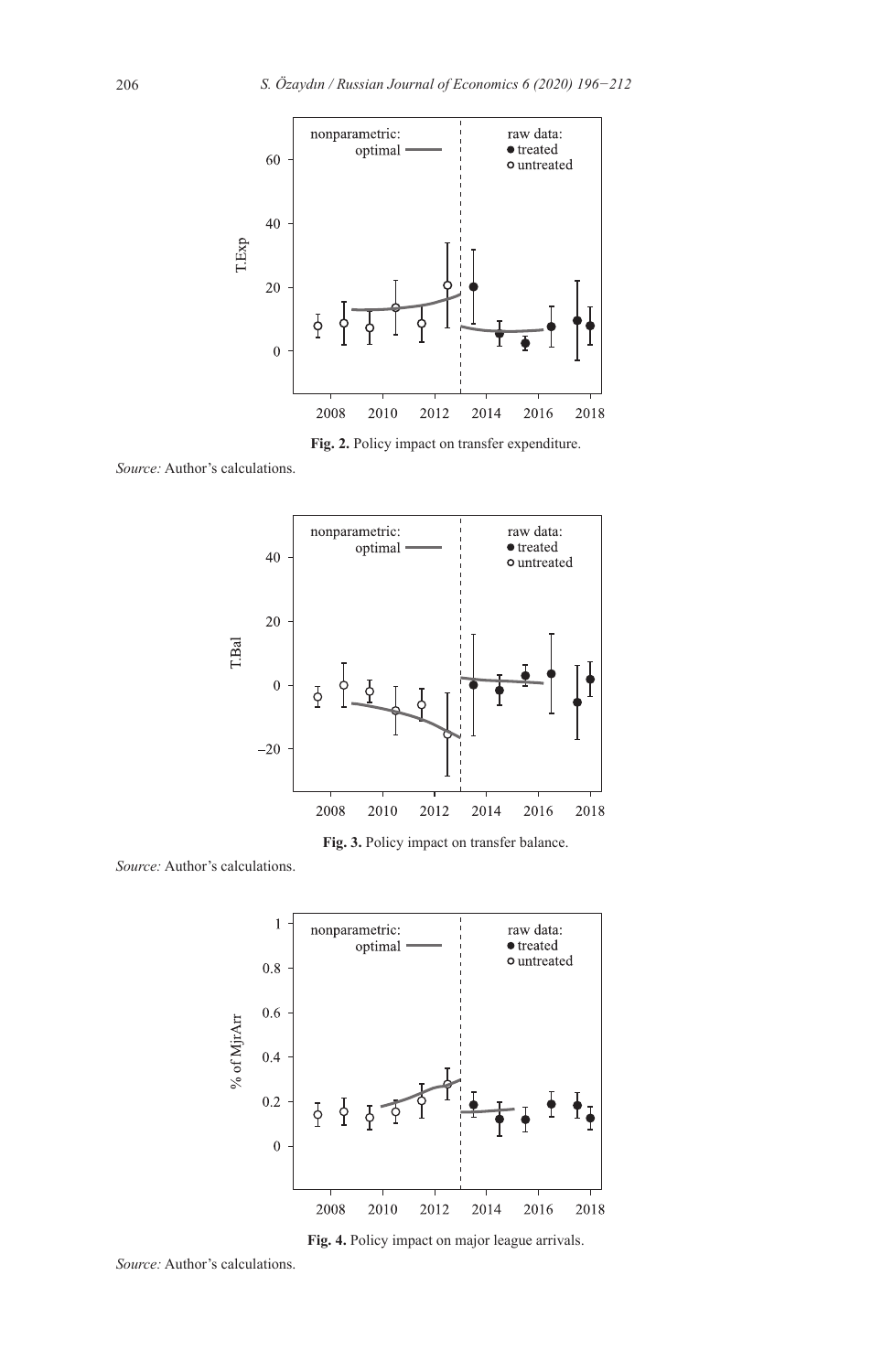**Fig. 2.** Policy impact on transfer expenditure.

*Source:* Author's calculations.

**Fig. 3.** Policy impact on transfer balance.

*Source:* Author's calculations.

**Fig. 4.** Policy impact on major league arrivals.

*Source:* Author's calculations.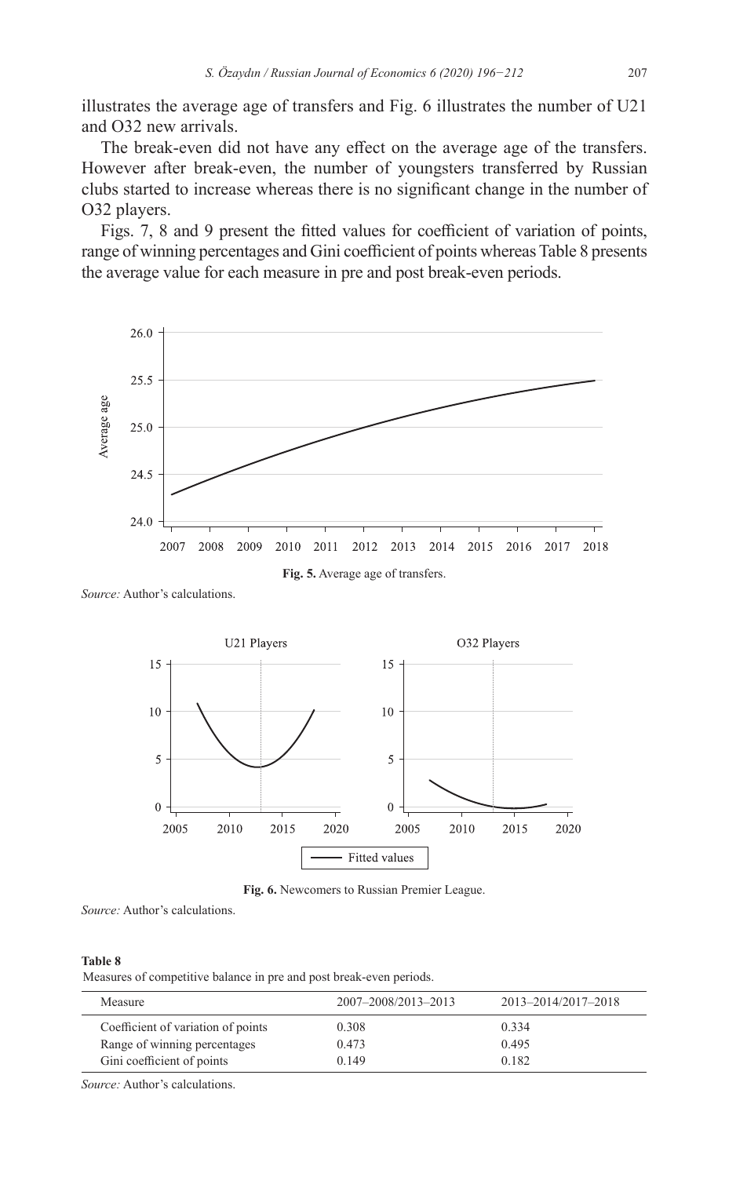illustrates the average age of transfers and Fig. 6 illustrates the number of U21 and O32 new arrivals.

The break-even did not have any effect on the average age of the transfers. However after break-even, the number of youngsters transferred by Russian clubs started to increase whereas there is no significant change in the number of O32 players.

Figs. 7, 8 and 9 present the fitted values for coefficient of variation of points, range of winning percentages and Gini coefficient of points whereas Table 8 presents the average value for each measure in pre and post break-even periods.

**Fig. 5.** Average age of transfers.

*Source:* Author's calculations.

**Fig. 6.** Newcomers to Russian Premier League.

*Source:* Author's calculations.

**Table 8**

Measures of competitive balance in pre and post break-even periods.

| Measure | 2007–2008/2013–2013 | 2013–2014/2017–2018 |
|---|---|---|
| Coefficient of variation of points | 0.308 | 0.334 |
| Range of winning percentages | 0.473 | 0.495 |
| Gini coefficient of points | 0.149 | 0.182 |

*Source:* Author's calculations.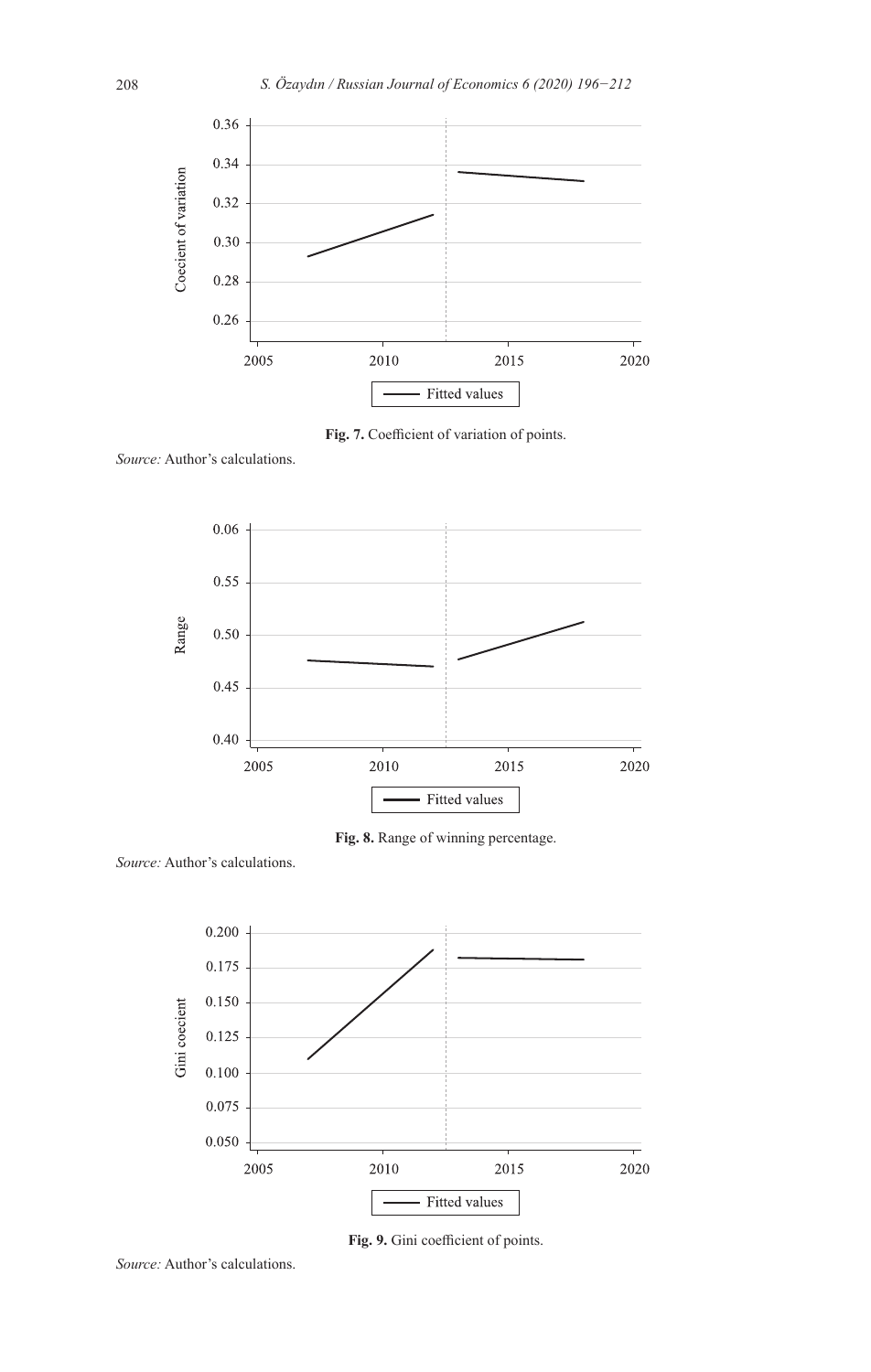Fig. 7. Coefficient of variation of points.

*Source:* Author's calculations.

Fig. 8. Range of winning percentage.

*Source:* Author's calculations.

Fig. 9. Gini coefficient of points.

*Source:* Author's calculations.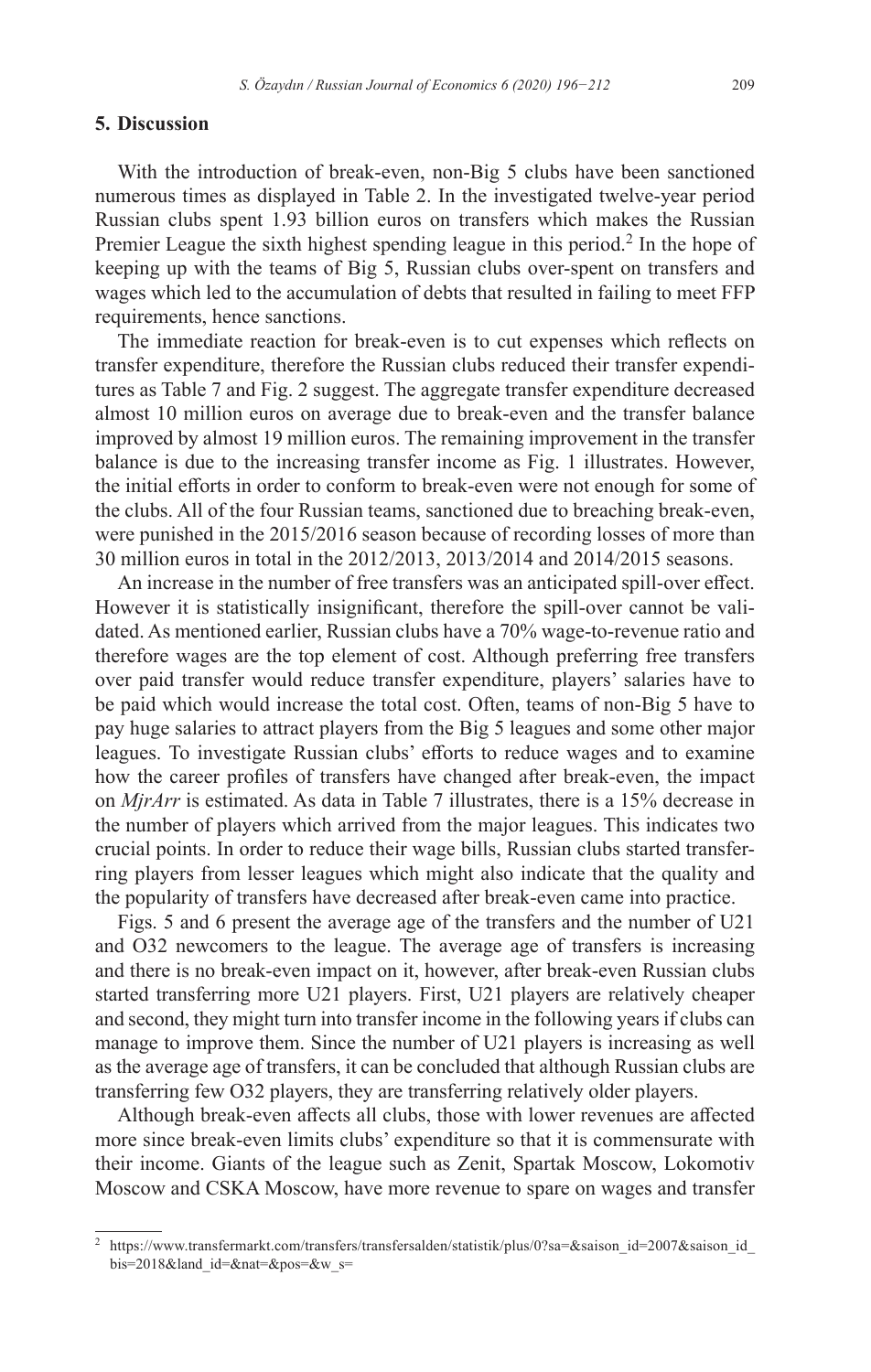## 5. Discussion

With the introduction of break-even, non-Big 5 clubs have been sanctioned numerous times as displayed in Table 2. In the investigated twelve-year period Russian clubs spent 1.93 billion euros on transfers which makes the Russian Premier League the sixth highest spending league in this period.[2] In the hope of keeping up with the teams of Big 5, Russian clubs over-spent on transfers and wages which led to the accumulation of debts that resulted in failing to meet FFP requirements, hence sanctions.

The immediate reaction for break-even is to cut expenses which reflects on transfer expenditure, therefore the Russian clubs reduced their transfer expenditures as Table 7 and Fig. 2 suggest. The aggregate transfer expenditure decreased almost 10 million euros on average due to break-even and the transfer balance improved by almost 19 million euros. The remaining improvement in the transfer balance is due to the increasing transfer income as Fig. 1 illustrates. However, the initial efforts in order to conform to break-even were not enough for some of the clubs. All of the four Russian teams, sanctioned due to breaching break-even, were punished in the 2015/2016 season because of recording losses of more than 30 million euros in total in the 2012/2013, 2013/2014 and 2014/2015 seasons.

An increase in the number of free transfers was an anticipated spill-over effect. However it is statistically insignificant, therefore the spill-over cannot be validated. As mentioned earlier, Russian clubs have a 70% wage-to-revenue ratio and therefore wages are the top element of cost. Although preferring free transfers over paid transfer would reduce transfer expenditure, players' salaries have to be paid which would increase the total cost. Often, teams of non-Big 5 have to pay huge salaries to attract players from the Big 5 leagues and some other major leagues. To investigate Russian clubs' efforts to reduce wages and to examine how the career profiles of transfers have changed after break-even, the impact on *MjrArr* is estimated. As data in Table 7 illustrates, there is a 15% decrease in the number of players which arrived from the major leagues. This indicates two crucial points. In order to reduce their wage bills, Russian clubs started transferring players from lesser leagues which might also indicate that the quality and the popularity of transfers have decreased after break-even came into practice.

Figs. 5 and 6 present the average age of the transfers and the number of U21 and O32 newcomers to the league. The average age of transfers is increasing and there is no break-even impact on it, however, after break-even Russian clubs started transferring more U21 players. First, U21 players are relatively cheaper and second, they might turn into transfer income in the following years if clubs can manage to improve them. Since the number of U21 players is increasing as well as the average age of transfers, it can be concluded that although Russian clubs are transferring few O32 players, they are transferring relatively older players.

Although break-even affects all clubs, those with lower revenues are affected more since break-even limits clubs' expenditure so that it is commensurate with their income. Giants of the league such as Zenit, Spartak Moscow, Lokomotiv Moscow and CSKA Moscow, have more revenue to spare on wages and transfer

[2] https://www.transfermarkt.com/transfers/transfersalden/statistik/plus/0?sa=&saison_id=2007&saison_id_bis=2018&land_id=&nat=&pos=&w_s=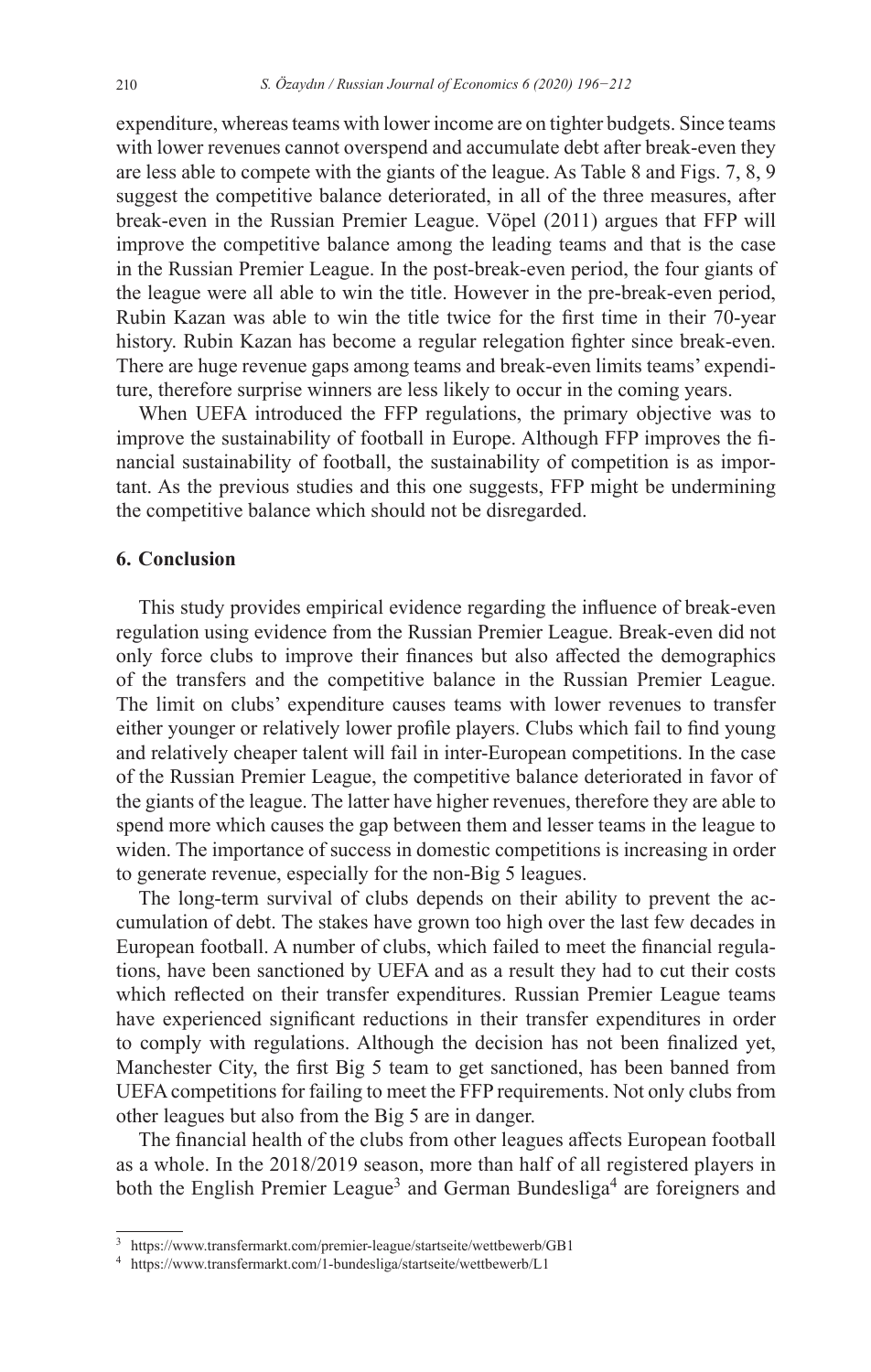expenditure, whereas teams with lower income are on tighter budgets. Since teams with lower revenues cannot overspend and accumulate debt after break-even they are less able to compete with the giants of the league. As Table 8 and Figs. 7, 8, 9 suggest the competitive balance deteriorated, in all of the three measures, after break-even in the Russian Premier League. Vöpel (2011) argues that FFP will improve the competitive balance among the leading teams and that is the case in the Russian Premier League. In the post-break-even period, the four giants of the league were all able to win the title. However in the pre-break-even period, Rubin Kazan was able to win the title twice for the first time in their 70-year history. Rubin Kazan has become a regular relegation fighter since break-even. There are huge revenue gaps among teams and break-even limits teams' expenditure, therefore surprise winners are less likely to occur in the coming years.

When UEFA introduced the FFP regulations, the primary objective was to improve the sustainability of football in Europe. Although FFP improves the financial sustainability of football, the sustainability of competition is as important. As the previous studies and this one suggests, FFP might be undermining the competitive balance which should not be disregarded.

## 6. Conclusion

This study provides empirical evidence regarding the influence of break-even regulation using evidence from the Russian Premier League. Break-even did not only force clubs to improve their finances but also affected the demographics of the transfers and the competitive balance in the Russian Premier League. The limit on clubs' expenditure causes teams with lower revenues to transfer either younger or relatively lower profile players. Clubs which fail to find young and relatively cheaper talent will fail in inter-European competitions. In the case of the Russian Premier League, the competitive balance deteriorated in favor of the giants of the league. The latter have higher revenues, therefore they are able to spend more which causes the gap between them and lesser teams in the league to widen. The importance of success in domestic competitions is increasing in order to generate revenue, especially for the non-Big 5 leagues.

The long-term survival of clubs depends on their ability to prevent the accumulation of debt. The stakes have grown too high over the last few decades in European football. A number of clubs, which failed to meet the financial regulations, have been sanctioned by UEFA and as a result they had to cut their costs which reflected on their transfer expenditures. Russian Premier League teams have experienced significant reductions in their transfer expenditures in order to comply with regulations. Although the decision has not been finalized yet, Manchester City, the first Big 5 team to get sanctioned, has been banned from UEFA competitions for failing to meet the FFP requirements. Not only clubs from other leagues but also from the Big 5 are in danger.

The financial health of the clubs from other leagues affects European football as a whole. In the 2018/2019 season, more than half of all registered players in both the English Premier League[3] and German Bundesliga[4] are foreigners and

[3] https://www.transfermarkt.com/premier-league/startseite/wettbewerb/GB1

[4] https://www.transfermarkt.com/1-bundesliga/startseite/wettbewerb/L1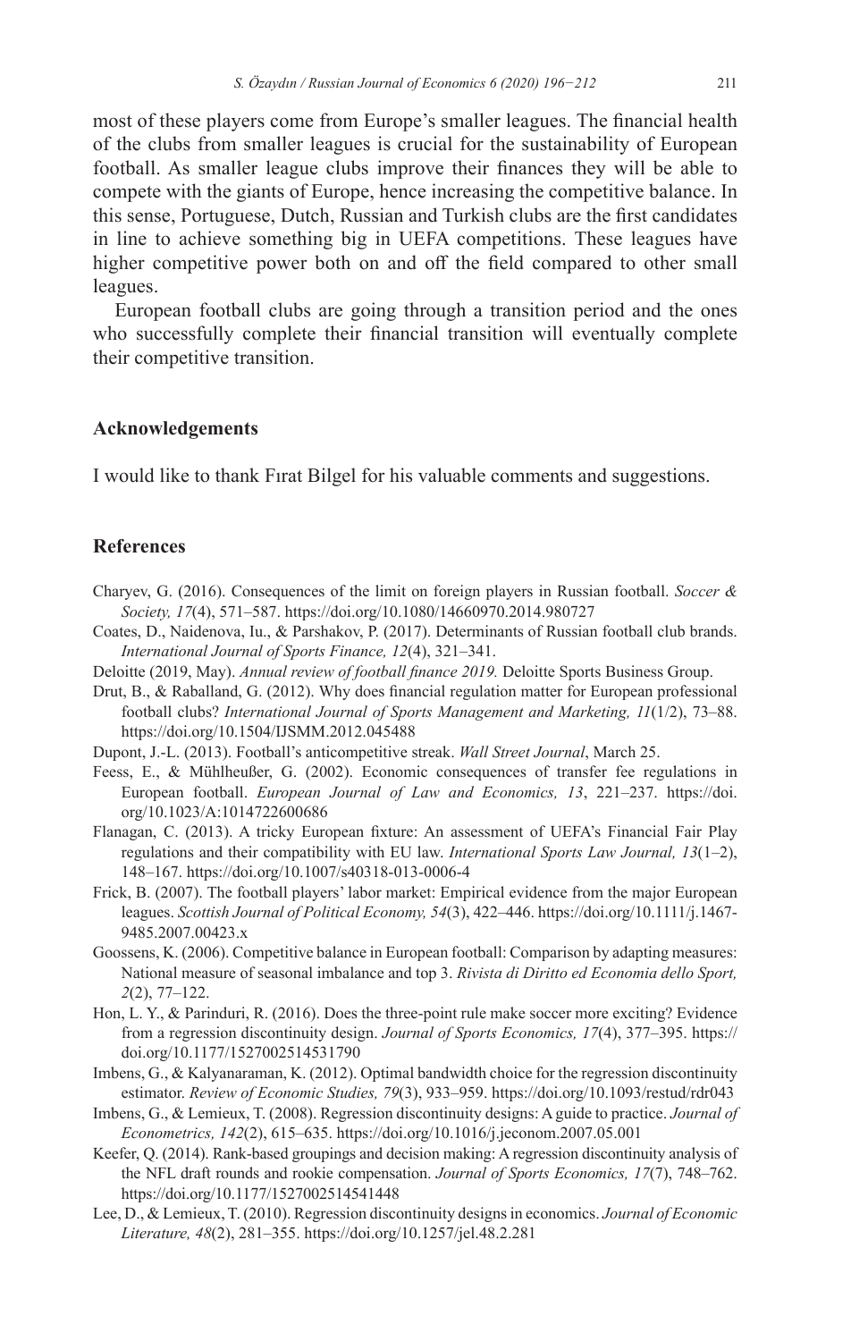most of these players come from Europe's smaller leagues. The financial health of the clubs from smaller leagues is crucial for the sustainability of European football. As smaller league clubs improve their finances they will be able to compete with the giants of Europe, hence increasing the competitive balance. In this sense, Portuguese, Dutch, Russian and Turkish clubs are the first candidates in line to achieve something big in UEFA competitions. These leagues have higher competitive power both on and off the field compared to other small leagues.

European football clubs are going through a transition period and the ones who successfully complete their financial transition will eventually complete their competitive transition.

## Acknowledgements

I would like to thank Fırat Bilgel for his valuable comments and suggestions.

## References

Charyev, G. (2016). Consequences of the limit on foreign players in Russian football. *Soccer & Society, 17*(4), 571–587. https://doi.org/10.1080/14660970.2014.980727

Coates, D., Naidenova, Iu., & Parshakov, P. (2017). Determinants of Russian football club brands. *International Journal of Sports Finance, 12*(4), 321–341.

Deloitte (2019, May). *Annual review of football finance 2019.* Deloitte Sports Business Group.

Drut, B., & Raballand, G. (2012). Why does financial regulation matter for European professional football clubs? *International Journal of Sports Management and Marketing, 11*(1/2), 73–88. https://doi.org/10.1504/IJSMM.2012.045488

Dupont, J.-L. (2013). Football's anticompetitive streak. *Wall Street Journal*, March 25.

Feess, E., & Mühlheußer, G. (2002). Economic consequences of transfer fee regulations in European football. *European Journal of Law and Economics, 13*, 221–237. https://doi.org/10.1023/A:1014722600686

Flanagan, C. (2013). A tricky European fixture: An assessment of UEFA's Financial Fair Play regulations and their compatibility with EU law. *International Sports Law Journal, 13*(1–2), 148–167. https://doi.org/10.1007/s40318-013-0006-4

Frick, B. (2007). The football players' labor market: Empirical evidence from the major European leagues. *Scottish Journal of Political Economy, 54*(3), 422–446. https://doi.org/10.1111/j.1467-9485.2007.00423.x

Goossens, K. (2006). Competitive balance in European football: Comparison by adapting measures: National measure of seasonal imbalance and top 3. *Rivista di Diritto ed Economia dello Sport, 2*(2), 77–122.

Hon, L. Y., & Parinduri, R. (2016). Does the three-point rule make soccer more exciting? Evidence from a regression discontinuity design. *Journal of Sports Economics, 17*(4), 377–395. https://doi.org/10.1177/1527002514531790

Imbens, G., & Kalyanaraman, K. (2012). Optimal bandwidth choice for the regression discontinuity estimator. *Review of Economic Studies, 79*(3), 933–959. https://doi.org/10.1093/restud/rdr043

Imbens, G., & Lemieux, T. (2008). Regression discontinuity designs: A guide to practice. *Journal of Econometrics, 142*(2), 615–635. https://doi.org/10.1016/j.jeconom.2007.05.001

Keefer, Q. (2014). Rank-based groupings and decision making: A regression discontinuity analysis of the NFL draft rounds and rookie compensation. *Journal of Sports Economics, 17*(7), 748–762. https://doi.org/10.1177/1527002514541448

Lee, D., & Lemieux, T. (2010). Regression discontinuity designs in economics. *Journal of Economic Literature, 48*(2), 281–355. https://doi.org/10.1257/jel.48.2.281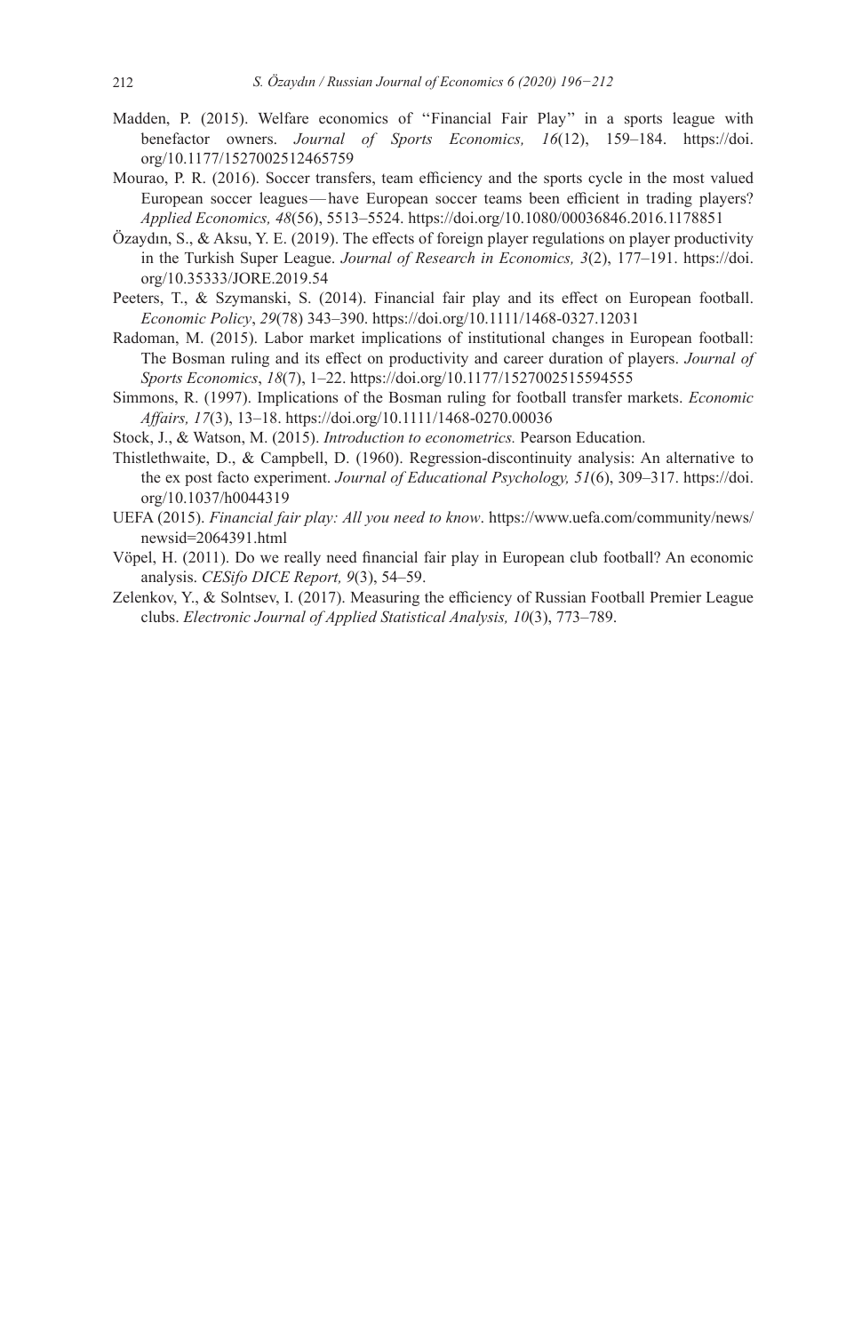Madden, P. (2015). Welfare economics of ''Financial Fair Play'' in a sports league with benefactor owners. *Journal of Sports Economics, 16*(12), 159–184. https://doi.org/10.1177/1527002512465759

Mourao, P. R. (2016). Soccer transfers, team efficiency and the sports cycle in the most valued European soccer leagues—have European soccer teams been efficient in trading players? *Applied Economics, 48*(56), 5513–5524. https://doi.org/10.1080/00036846.2016.1178851

Özaydın, S., & Aksu, Y. E. (2019). The effects of foreign player regulations on player productivity in the Turkish Super League. *Journal of Research in Economics, 3*(2), 177–191. https://doi.org/10.35333/JORE.2019.54

Peeters, T., & Szymanski, S. (2014). Financial fair play and its effect on European football. *Economic Policy*, *29*(78) 343–390. https://doi.org/10.1111/1468-0327.12031

Radoman, M. (2015). Labor market implications of institutional changes in European football: The Bosman ruling and its effect on productivity and career duration of players. *Journal of Sports Economics*, *18*(7), 1–22. https://doi.org/10.1177/1527002515594555

Simmons, R. (1997). Implications of the Bosman ruling for football transfer markets. *Economic Affairs, 17*(3), 13–18. https://doi.org/10.1111/1468-0270.00036

Stock, J., & Watson, M. (2015). *Introduction to econometrics.* Pearson Education.

Thistlethwaite, D., & Campbell, D. (1960). Regression-discontinuity analysis: An alternative to the ex post facto experiment. *Journal of Educational Psychology, 51*(6), 309–317. https://doi.org/10.1037/h0044319

UEFA (2015). *Financial fair play: All you need to know*. https://www.uefa.com/community/news/newsid=2064391.html

Vöpel, H. (2011). Do we really need financial fair play in European club football? An economic analysis. *CESifo DICE Report, 9*(3), 54–59.

Zelenkov, Y., & Solntsev, I. (2017). Measuring the efficiency of Russian Football Premier League clubs. *Electronic Journal of Applied Statistical Analysis, 10*(3), 773–789.